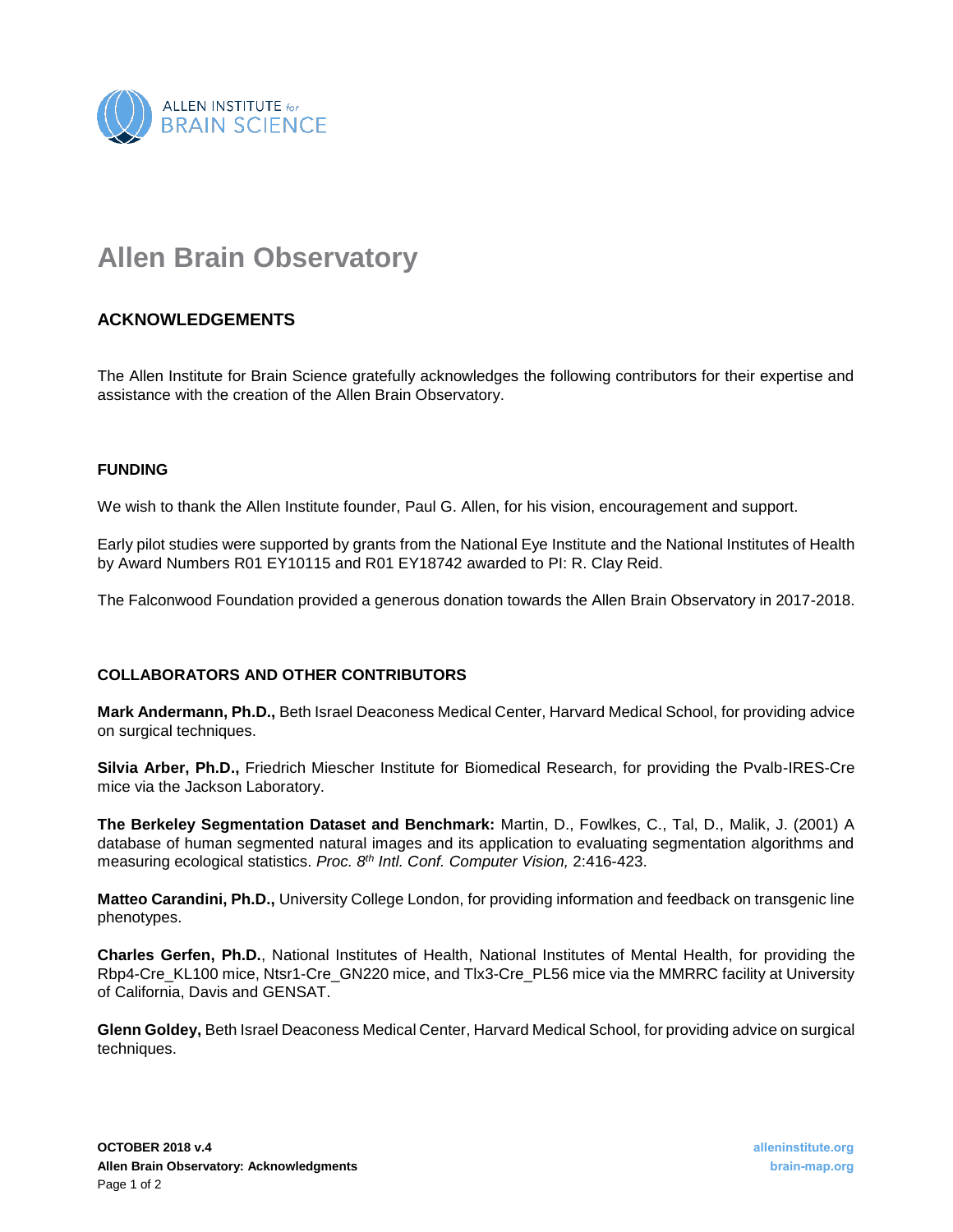# Allen Brain Observatory

## ACKNOWLEDGEMENTS

The Allen Institute for Brain Science gratefully acknowledges the following contributors for their expertise and assistance with the creation of the Allen Brain Observatory.

### FUNDING

We wish to thank the Allen Institute founder, Paul G. Allen, for his vision, encouragement and support.

Early pilot studies were supported by grants from the National Eye Institute and the National Institutes of Health by Award Numbers R01 EY10115 and R01 EY18742 awarded to PI: R. Clay Reid.

The Falconwood Foundation provided a generous donation towards the Allen Brain Observatory in 2017-2018.

### COLLABORATORS AND OTHER CONTRIBUTORS

**Mark Andermann, Ph.D.,** Beth Israel Deaconess Medical Center, Harvard Medical School, for providing advice on surgical techniques.

**Silvia Arber, Ph.D.,** Friedrich Miescher Institute for Biomedical Research, for providing the Pvalb-IRES-Cre mice via the Jackson Laboratory.

**The Berkeley Segmentation Dataset and Benchmark:** Martin, D., Fowlkes, C., Tal, D., Malik, J. (2001) A database of human segmented natural images and its application to evaluating segmentation algorithms and measuring ecological statistics. *Proc. 8th Intl. Conf. Computer Vision,* 2:416-423.

**Matteo Carandini, Ph.D.,** University College London, for providing information and feedback on transgenic line phenotypes.

**Charles Gerfen, Ph.D.**, National Institutes of Health, National Institutes of Mental Health, for providing the Rbp4-Cre_KL100 mice, Ntsr1-Cre_GN220 mice, and Tlx3-Cre_PL56 mice via the MMRRC facility at University of California, Davis and GENSAT.

**Glenn Goldey,** Beth Israel Deaconess Medical Center, Harvard Medical School, for providing advice on surgical techniques.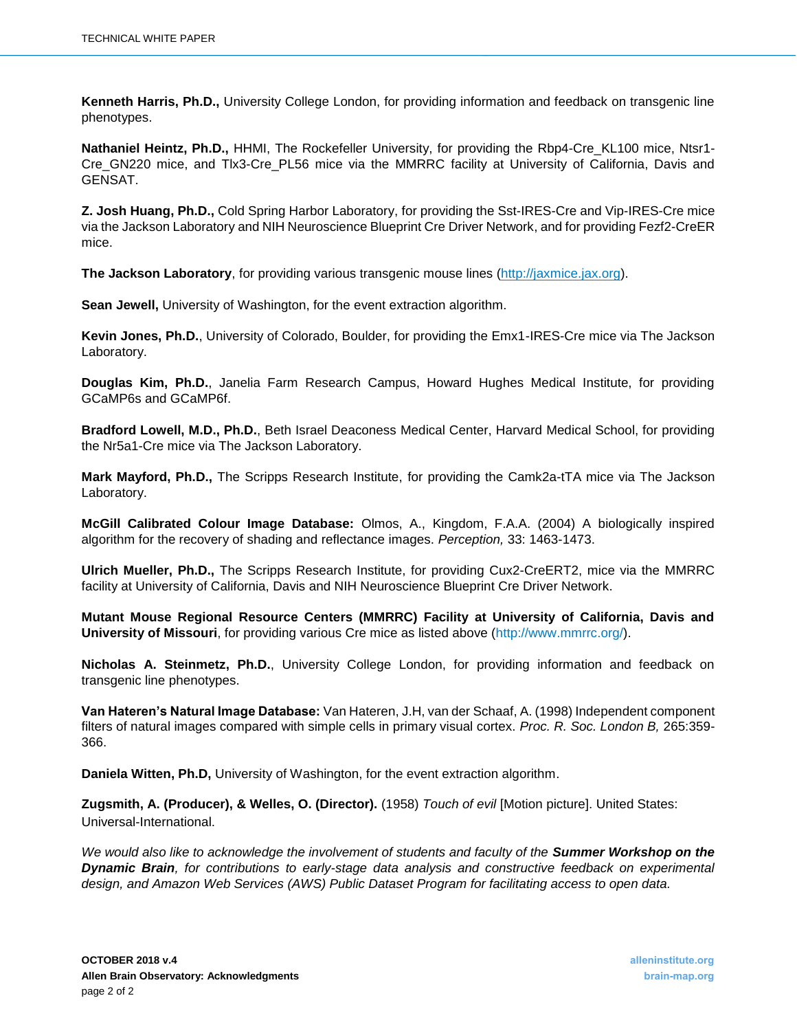**Kenneth Harris, Ph.D.,** University College London, for providing information and feedback on transgenic line phenotypes.

**Nathaniel Heintz, Ph.D.,** HHMI, The Rockefeller University, for providing the Rbp4-Cre_KL100 mice, Ntsr1-Cre_GN220 mice, and Tlx3-Cre_PL56 mice via the MMRRC facility at University of California, Davis and GENSAT.

**Z. Josh Huang, Ph.D.,** Cold Spring Harbor Laboratory, for providing the Sst-IRES-Cre and Vip-IRES-Cre mice via the Jackson Laboratory and NIH Neuroscience Blueprint Cre Driver Network, and for providing Fezf2-CreER mice.

**The Jackson Laboratory**, for providing various transgenic mouse lines (http://jaxmice.jax.org).

**Sean Jewell,** University of Washington, for the event extraction algorithm.

**Kevin Jones, Ph.D.**, University of Colorado, Boulder, for providing the Emx1-IRES-Cre mice via The Jackson Laboratory.

**Douglas Kim, Ph.D.**, Janelia Farm Research Campus, Howard Hughes Medical Institute, for providing GCaMP6s and GCaMP6f.

**Bradford Lowell, M.D., Ph.D.**, Beth Israel Deaconess Medical Center, Harvard Medical School, for providing the Nr5a1-Cre mice via The Jackson Laboratory.

**Mark Mayford, Ph.D.,** The Scripps Research Institute, for providing the Camk2a-tTA mice via The Jackson Laboratory.

**McGill Calibrated Colour Image Database:** Olmos, A., Kingdom, F.A.A. (2004) A biologically inspired algorithm for the recovery of shading and reflectance images. *Perception,* 33: 1463-1473.

**Ulrich Mueller, Ph.D.,** The Scripps Research Institute, for providing Cux2-CreERT2, mice via the MMRRC facility at University of California, Davis and NIH Neuroscience Blueprint Cre Driver Network.

**Mutant Mouse Regional Resource Centers (MMRRC) Facility at University of California, Davis and University of Missouri**, for providing various Cre mice as listed above (http://www.mmrrc.org/).

**Nicholas A. Steinmetz, Ph.D.**, University College London, for providing information and feedback on transgenic line phenotypes.

**Van Hateren's Natural Image Database:** Van Hateren, J.H, van der Schaaf, A. (1998) Independent component filters of natural images compared with simple cells in primary visual cortex. *Proc. R. Soc. London B,* 265:359-366.

**Daniela Witten, Ph.D,** University of Washington, for the event extraction algorithm.

**Zugsmith, A. (Producer), & Welles, O. (Director).** (1958) *Touch of evil* [Motion picture]. United States: Universal-International.

*We would also like to acknowledge the involvement of students and faculty of the **Summer Workshop on the Dynamic Brain**, for contributions to early-stage data analysis and constructive feedback on experimental design, and Amazon Web Services (AWS) Public Dataset Program for facilitating access to open data.*